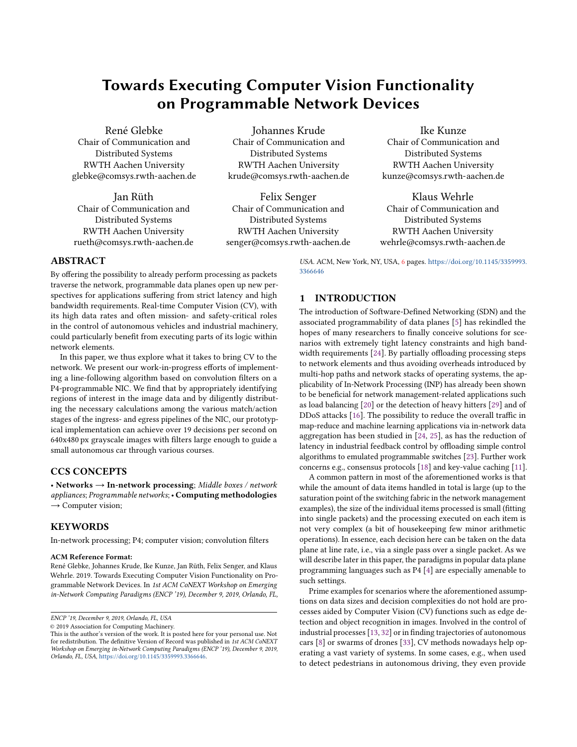# Towards Executing Computer Vision Functionality on Programmable Network Devices

René Glebke
Chair of Communication and Distributed Systems
RWTH Aachen University
glebke@comsys.rwth-aachen.de

Johannes Krude
Chair of Communication and Distributed Systems
RWTH Aachen University
krude@comsys.rwth-aachen.de

Ike Kunze
Chair of Communication and Distributed Systems
RWTH Aachen University
kunze@comsys.rwth-aachen.de

Jan Rüth
Chair of Communication and Distributed Systems
RWTH Aachen University
rueth@comsys.rwth-aachen.de

Felix Senger
Chair of Communication and Distributed Systems
RWTH Aachen University
senger@comsys.rwth-aachen.de

Klaus Wehrle
Chair of Communication and Distributed Systems
RWTH Aachen University
wehrle@comsys.rwth-aachen.de

## ABSTRACT

By offering the possibility to already perform processing as packets traverse the network, programmable data planes open up new perspectives for applications suffering from strict latency and high bandwidth requirements. Real-time Computer Vision (CV), with its high data rates and often mission- and safety-critical roles in the control of autonomous vehicles and industrial machinery, could particularly benefit from executing parts of its logic within network elements.

In this paper, we thus explore what it takes to bring CV to the network. We present our work-in-progress efforts of implementing a line-following algorithm based on convolution filters on a P4-programmable NIC. We find that by appropriately identifying regions of interest in the image data and by diligently distributing the necessary calculations among the various match/action stages of the ingress- and egress pipelines of the NIC, our prototypical implementation can achieve over 19 decisions per second on 640x480 px grayscale images with filters large enough to guide a small autonomous car through various courses.

## CCS CONCEPTS

• **Networks → In-network processing**; *Middle boxes / network appliances*; *Programmable networks*; • **Computing methodologies → Computer vision**;

## KEYWORDS

In-network processing; P4; computer vision; convolution filters

**ACM Reference Format:**
René Glebke, Johannes Krude, Ike Kunze, Jan Rüth, Felix Senger, and Klaus Wehrle. 2019. Towards Executing Computer Vision Functionality on Programmable Network Devices. In *1st ACM CoNEXT Workshop on Emerging in-Network Computing Paradigms (ENCP '19), December 9, 2019, Orlando, FL, USA.* ACM, New York, NY, USA, 6 pages. https://doi.org/10.1145/3359993.3366646

*ENCP '19, December 9, 2019, Orlando, FL, USA*
© 2019 Association for Computing Machinery.
This is the author's version of the work. It is posted here for your personal use. Not for redistribution. The definitive Version of Record was published in *1st ACM CoNEXT Workshop on Emerging in-Network Computing Paradigms (ENCP '19), December 9, 2019, Orlando, FL, USA*, https://doi.org/10.1145/3359993.3366646.

## 1 INTRODUCTION

The introduction of Software-Defined Networking (SDN) and the associated programmability of data planes [5] has rekindled the hopes of many researchers to finally conceive solutions for scenarios with extremely tight latency constraints and high bandwidth requirements [24]. By partially offloading processing steps to network elements and thus avoiding overheads introduced by multi-hop paths and network stacks of operating systems, the applicability of In-Network Processing (INP) has already been shown to be beneficial for network management-related applications such as load balancing [20] or the detection of heavy hitters [29] and of DDoS attacks [16]. The possibility to reduce the overall traffic in map-reduce and machine learning applications via in-network data aggregation has been studied in [24, 25], as has the reduction of latency in industrial feedback control by offloading simple control algorithms to emulated programmable switches [23]. Further work concerns e.g., consensus protocols [18] and key-value caching [11].

A common pattern in most of the aforementioned works is that while the amount of data items handled in total is large (up to the saturation point of the switching fabric in the network management examples), the size of the individual items processed is small (fitting into single packets) and the processing executed on each item is not very complex (a bit of housekeeping few minor arithmetic operations). In essence, each decision here can be taken on the data plane at line rate, i.e., via a single pass over a single packet. As we will describe later in this paper, the paradigms in popular data plane programming languages such as P4 [4] are especially amenable to such settings.

Prime examples for scenarios where the aforementioned assumptions on data sizes and decision complexities do not hold are processes aided by Computer Vision (CV) functions such as edge detection and object recognition in images. Involved in the control of industrial processes [13, 32] or in finding trajectories of autonomous cars [8] or swarms of drones [33], CV methods nowadays help operating a vast variety of systems. In some cases, e.g., when used to detect pedestrians in autonomous driving, they even provide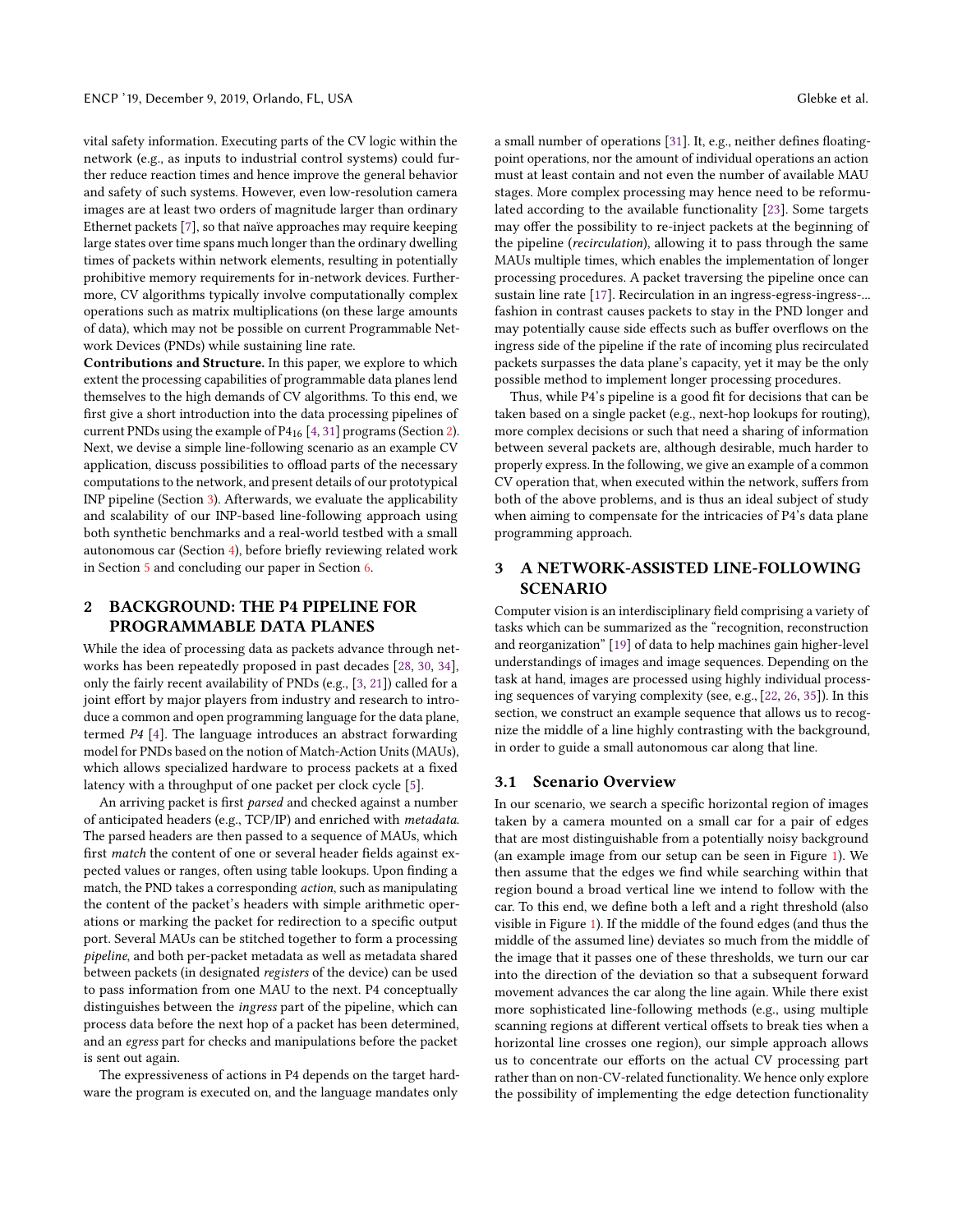vital safety information. Executing parts of the CV logic within the network (e.g., as inputs to industrial control systems) could further reduce reaction times and hence improve the general behavior and safety of such systems. However, even low-resolution camera images are at least two orders of magnitude larger than ordinary Ethernet packets [7], so that naïve approaches may require keeping large states over time spans much longer than the ordinary dwelling times of packets within network elements, resulting in potentially prohibitive memory requirements for in-network devices. Furthermore, CV algorithms typically involve computationally complex operations such as matrix multiplications (on these large amounts of data), which may not be possible on current Programmable Network Devices (PNDs) while sustaining line rate.

**Contributions and Structure.** In this paper, we explore to which extent the processing capabilities of programmable data planes lend themselves to the high demands of CV algorithms. To this end, we first give a short introduction into the data processing pipelines of current PNDs using the example of $P4_{16}$ [4, 31] programs (Section 2). Next, we devise a simple line-following scenario as an example CV application, discuss possibilities to offload parts of the necessary computations to the network, and present details of our prototypical INP pipeline (Section 3). Afterwards, we evaluate the applicability and scalability of our INP-based line-following approach using both synthetic benchmarks and a real-world testbed with a small autonomous car (Section 4), before briefly reviewing related work in Section 5 and concluding our paper in Section 6.

## 2 BACKGROUND: THE P4 PIPELINE FOR PROGRAMMABLE DATA PLANES

While the idea of processing data as packets advance through networks has been repeatedly proposed in past decades [28, 30, 34], only the fairly recent availability of PNDs (e.g., [3, 21]) called for a joint effort by major players from industry and research to introduce a common and open programming language for the data plane, termed *P4* [4]. The language introduces an abstract forwarding model for PNDs based on the notion of Match-Action Units (MAUs), which allows specialized hardware to process packets at a fixed latency with a throughput of one packet per clock cycle [5].

An arriving packet is first *parsed* and checked against a number of anticipated headers (e.g., TCP/IP) and enriched with *metadata*. The parsed headers are then passed to a sequence of MAUs, which first *match* the content of one or several header fields against expected values or ranges, often using table lookups. Upon finding a match, the PND takes a corresponding *action*, such as manipulating the content of the packet's headers with simple arithmetic operations or marking the packet for redirection to a specific output port. Several MAUs can be stitched together to form a processing *pipeline*, and both per-packet metadata as well as metadata shared between packets (in designated *registers* of the device) can be used to pass information from one MAU to the next. P4 conceptually distinguishes between the *ingress* part of the pipeline, which can process data before the next hop of a packet has been determined, and an *egress* part for checks and manipulations before the packet is sent out again.

The expressiveness of actions in P4 depends on the target hardware the program is executed on, and the language mandates only a small number of operations [31]. It, e.g., neither defines floating-point operations, nor the amount of individual operations an action must at least contain and not even the number of available MAU stages. More complex processing may hence need to be reformulated according to the available functionality [23]. Some targets may offer the possibility to re-inject packets at the beginning of the pipeline (*recirculation*), allowing it to pass through the same MAUs multiple times, which enables the implementation of longer processing procedures. A packet traversing the pipeline once can sustain line rate [17]. Recirculation in an ingress-egress-ingress-... fashion in contrast causes packets to stay in the PND longer and may potentially cause side effects such as buffer overflows on the ingress side of the pipeline if the rate of incoming plus recirculated packets surpasses the data plane's capacity, yet it may be the only possible method to implement longer processing procedures.

Thus, while P4's pipeline is a good fit for decisions that can be taken based on a single packet (e.g., next-hop lookups for routing), more complex decisions or such that need a sharing of information between several packets are, although desirable, much harder to properly express. In the following, we give an example of a common CV operation that, when executed within the network, suffers from both of the above problems, and is thus an ideal subject of study when aiming to compensate for the intricacies of P4's data plane programming approach.

## 3 A NETWORK-ASSISTED LINE-FOLLOWING SCENARIO

Computer vision is an interdisciplinary field comprising a variety of tasks which can be summarized as the "recognition, reconstruction and reorganization" [19] of data to help machines gain higher-level understandings of images and image sequences. Depending on the task at hand, images are processed using highly individual processing sequences of varying complexity (see, e.g., [22, 26, 35]). In this section, we construct an example sequence that allows us to recognize the middle of a line highly contrasting with the background, in order to guide a small autonomous car along that line.

### 3.1 Scenario Overview

In our scenario, we search a specific horizontal region of images taken by a camera mounted on a small car for a pair of edges that are most distinguishable from a potentially noisy background (an example image from our setup can be seen in Figure 1). We then assume that the edges we find while searching within that region bound a broad vertical line we intend to follow with the car. To this end, we define both a left and a right threshold (also visible in Figure 1). If the middle of the found edges (and thus the middle of the assumed line) deviates so much from the middle of the image that it passes one of these thresholds, we turn our car into the direction of the deviation so that a subsequent forward movement advances the car along the line again. While there exist more sophisticated line-following methods (e.g., using multiple scanning regions at different vertical offsets to break ties when a horizontal line crosses one region), our simple approach allows us to concentrate our efforts on the actual CV processing part rather than on non-CV-related functionality. We hence only explore the possibility of implementing the edge detection functionality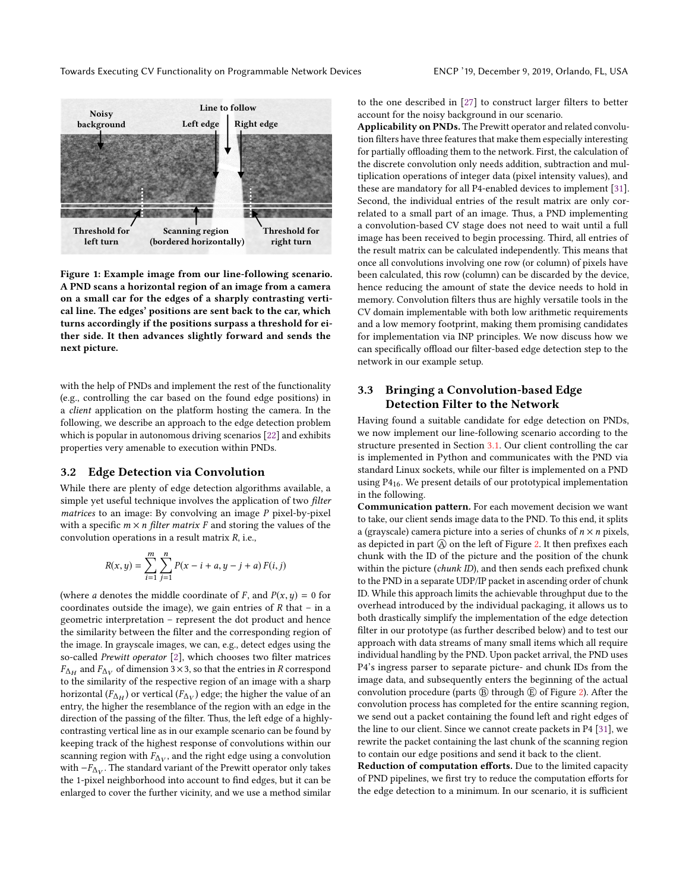Figure 1: Example image from our line-following scenario. A PND scans a horizontal region of an image from a camera on a small car for the edges of a sharply contrasting vertical line. The edges' positions are sent back to the car, which turns accordingly if the positions surpass a threshold for either side. It then advances slightly forward and sends the next picture.

with the help of PNDs and implement the rest of the functionality (e.g., controlling the car based on the found edge positions) in a *client* application on the platform hosting the camera. In the following, we describe an approach to the edge detection problem which is popular in autonomous driving scenarios [22] and exhibits properties very amenable to execution within PNDs.

### 3.2 Edge Detection via Convolution

While there are plenty of edge detection algorithms available, a simple yet useful technique involves the application of two *filter matrices* to an image: By convolving an image $P$ pixel-by-pixel with a specific $m \times n$ *filter matrix* $F$ and storing the values of the convolution operations in a result matrix $R$, i.e.,

$$R(x, y) = \sum_{i=1}^{m} \sum_{j=1}^{n} P(x - i + a, y - j + a)\, F(i, j)$$

(where $a$ denotes the middle coordinate of $F$, and $P(x, y) = 0$ for coordinates outside the image), we gain entries of $R$ that – in a geometric interpretation – represent the dot product and hence the similarity between the filter and the corresponding region of the image. In grayscale images, we can, e.g., detect edges using the so-called *Prewitt operator* [2], which chooses two filter matrices $F_{\Delta_H}$ and $F_{\Delta_V}$ of dimension $3 \times 3$, so that the entries in $R$ correspond to the similarity of the respective region of an image with a sharp horizontal ($F_{\Delta_H}$) or vertical ($F_{\Delta_V}$) edge; the higher the value of an entry, the higher the resemblance of the region with an edge in the direction of the passing of the filter. Thus, the left edge of a highly-contrasting vertical line as in our example scenario can be found by keeping track of the highest response of convolutions within our scanning region with $F_{\Delta_V}$, and the right edge using a convolution with $-F_{\Delta_V}$. The standard variant of the Prewitt operator only takes the 1-pixel neighborhood into account to find edges, but it can be enlarged to cover the further vicinity, and we use a method similar to the one described in [27] to construct larger filters to better account for the noisy background in our scenario.

**Applicability on PNDs.** The Prewitt operator and related convolution filters have three features that make them especially interesting for partially offloading them to the network. First, the calculation of the discrete convolution only needs addition, subtraction and multiplication operations of integer data (pixel intensity values), and these are mandatory for all P4-enabled devices to implement [31]. Second, the individual entries of the result matrix are only correlated to a small part of an image. Thus, a PND implementing a convolution-based CV stage does not need to wait until a full image has been received to begin processing. Third, all entries of the result matrix can be calculated independently. This means that once all convolutions involving one row (or column) of pixels have been calculated, this row (column) can be discarded by the device, hence reducing the amount of state the device needs to hold in memory. Convolution filters thus are highly versatile tools in the CV domain implementable with both low arithmetic requirements and a low memory footprint, making them promising candidates for implementation via INP principles. We now discuss how we can specifically offload our filter-based edge detection step to the network in our example setup.

### 3.3 Bringing a Convolution-based Edge Detection Filter to the Network

Having found a suitable candidate for edge detection on PNDs, we now implement our line-following scenario according to the structure presented in Section 3.1. Our client controlling the car is implemented in Python and communicates with the PND via standard Linux sockets, while our filter is implemented on a PND using $P4_{16}$. We present details of our prototypical implementation in the following.

**Communication pattern.** For each movement decision we want to take, our client sends image data to the PND. To this end, it splits a (grayscale) camera picture into a series of chunks of $n \times n$ pixels, as depicted in part Ⓐ on the left of Figure 2. It then prefixes each chunk with the ID of the picture and the position of the chunk within the picture (*chunk ID*), and then sends each prefixed chunk to the PND in a separate UDP/IP packet in ascending order of chunk ID. While this approach limits the achievable throughput due to the overhead introduced by the individual packaging, it allows us to both drastically simplify the implementation of the edge detection filter in our prototype (as further described below) and to test our approach with data streams of many small items which all require individual handling by the PND. Upon packet arrival, the PND uses P4's ingress parser to separate picture- and chunk IDs from the image data, and subsequently enters the beginning of the actual convolution procedure (parts Ⓑ through Ⓔ of Figure 2). After the convolution process has completed for the entire scanning region, we send out a packet containing the found left and right edges of the line to our client. Since we cannot create packets in P4 [31], we rewrite the packet containing the last chunk of the scanning region to contain our edge positions and send it back to the client.

**Reduction of computation efforts.** Due to the limited capacity of PND pipelines, we first try to reduce the computation efforts for the edge detection to a minimum. In our scenario, it is sufficient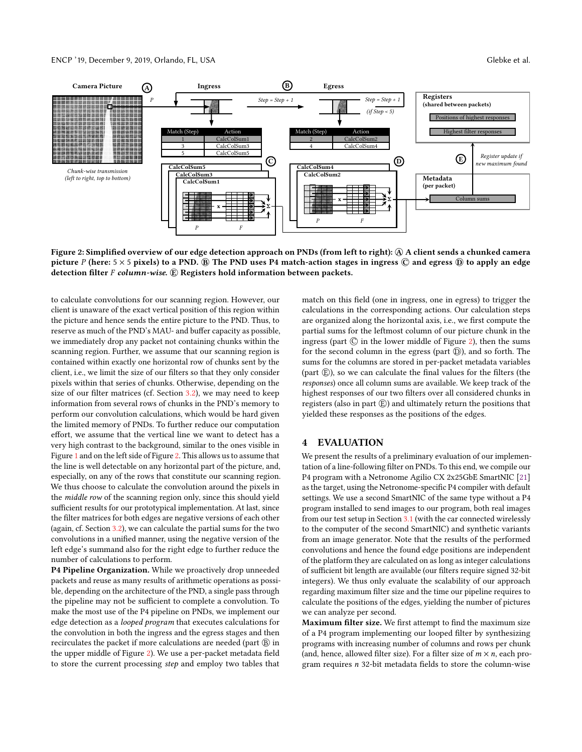Figure 2: Simplified overview of our edge detection approach on PNDs (from left to right): Ⓐ A client sends a chunked camera picture $P$ (here: $5 \times 5$ pixels) to a PND. Ⓑ The PND uses P4 match-action stages in ingress Ⓒ and egress Ⓓ to apply an edge detection filter $F$ *column-wise*. Ⓔ Registers hold information between packets.

to calculate convolutions for our scanning region. However, our client is unaware of the exact vertical position of this region within the picture and hence sends the entire picture to the PND. Thus, to reserve as much of the PND's MAU- and buffer capacity as possible, we immediately drop any packet not containing chunks within the scanning region. Further, we assume that our scanning region is contained within exactly one horizontal row of chunks sent by the client, i.e., we limit the size of our filters so that they only consider pixels within that series of chunks. Otherwise, depending on the size of our filter matrices (cf. Section 3.2), we may need to keep information from several rows of chunks in the PND's memory to perform our convolution calculations, which would be hard given the limited memory of PNDs. To further reduce our computation effort, we assume that the vertical line we want to detect has a very high contrast to the background, similar to the ones visible in Figure 1 and on the left side of Figure 2. This allows us to assume that the line is well detectable on any horizontal part of the picture, and, especially, on any of the rows that constitute our scanning region. We thus choose to calculate the convolution around the pixels in the *middle row* of the scanning region only, since this should yield sufficient results for our prototypical implementation. At last, since the filter matrices for both edges are negative versions of each other (again, cf. Section 3.2), we can calculate the partial sums for the two convolutions in a unified manner, using the negative version of the left edge's summand also for the right edge to further reduce the number of calculations to perform.

**P4 Pipeline Organization.** While we proactively drop unneeded packets and reuse as many results of arithmetic operations as possible, depending on the architecture of the PND, a single pass through the pipeline may not be sufficient to complete a convolution. To make the most use of the P4 pipeline on PNDs, we implement our edge detection as a *looped program* that executes calculations for the convolution in both the ingress and the egress stages and then recirculates the packet if more calculations are needed (part Ⓑ in the upper middle of Figure 2). We use a per-packet metadata field to store the current processing *step* and employ two tables that match on this field (one in ingress, one in egress) to trigger the calculations in the corresponding actions. Our calculation steps are organized along the horizontal axis, i.e., we first compute the partial sums for the leftmost column of our picture chunk in the ingress (part Ⓒ in the lower middle of Figure 2), then the sums for the second column in the egress (part Ⓓ), and so forth. The sums for the columns are stored in per-packet metadata variables (part Ⓔ), so we can calculate the final values for the filters (the *responses*) once all column sums are available. We keep track of the highest responses of our two filters over all considered chunks in registers (also in part Ⓔ) and ultimately return the positions that yielded these responses as the positions of the edges.

## 4 EVALUATION

We present the results of a preliminary evaluation of our implementation of a line-following filter on PNDs. To this end, we compile our P4 program with a Netronome Agilio CX 2x25GbE SmartNIC [21] as the target, using the Netronome-specific P4 compiler with default settings. We use a second SmartNIC of the same type without a P4 program installed to send images to our program, both real images from our test setup in Section 3.1 (with the car connected wirelessly to the computer of the second SmartNIC) and synthetic variants from an image generator. Note that the results of the performed convolutions and hence the found edge positions are independent of the platform they are calculated on as long as integer calculations of sufficient bit length are available (our filters require signed 32-bit integers). We thus only evaluate the scalability of our approach regarding maximum filter size and the time our pipeline requires to calculate the positions of the edges, yielding the number of pictures we can analyze per second.

**Maximum filter size.** We first attempt to find the maximum size of a P4 program implementing our looped filter by synthesizing programs with increasing number of columns and rows per chunk (and, hence, allowed filter size). For a filter size of $m \times n$, each program requires $n$ 32-bit metadata fields to store the column-wise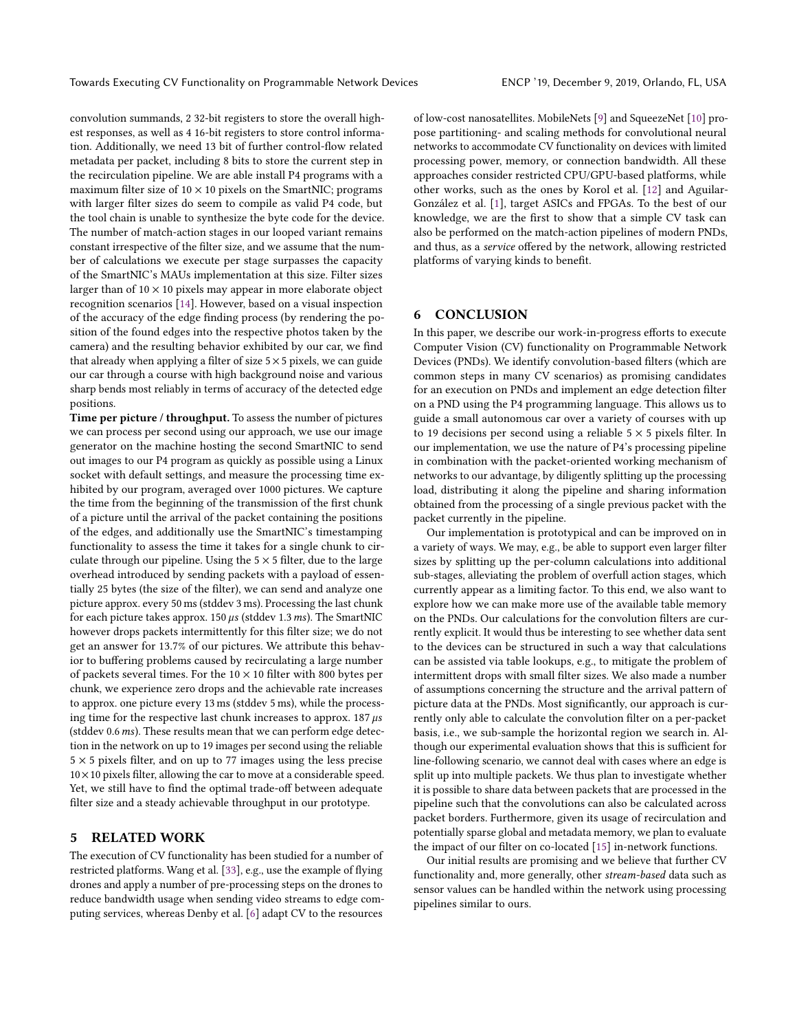convolution summands, 2 32-bit registers to store the overall highest responses, as well as 4 16-bit registers to store control information. Additionally, we need 13 bit of further control-flow related metadata per packet, including 8 bits to store the current step in the recirculation pipeline. We are able install P4 programs with a maximum filter size of $10 \times 10$ pixels on the SmartNIC; programs with larger filter sizes do seem to compile as valid P4 code, but the tool chain is unable to synthesize the byte code for the device. The number of match-action stages in our looped variant remains constant irrespective of the filter size, and we assume that the number of calculations we execute per stage surpasses the capacity of the SmartNIC's MAUs implementation at this size. Filter sizes larger than of $10 \times 10$ pixels may appear in more elaborate object recognition scenarios [14]. However, based on a visual inspection of the accuracy of the edge finding process (by rendering the position of the found edges into the respective photos taken by the camera) and the resulting behavior exhibited by our car, we find that already when applying a filter of size $5 \times 5$ pixels, we can guide our car through a course with high background noise and various sharp bends most reliably in terms of accuracy of the detected edge positions.

**Time per picture / throughput.** To assess the number of pictures we can process per second using our approach, we use our image generator on the machine hosting the second SmartNIC to send out images to our P4 program as quickly as possible using a Linux socket with default settings, and measure the processing time exhibited by our program, averaged over 1000 pictures. We capture the time from the beginning of the transmission of the first chunk of a picture until the arrival of the packet containing the positions of the edges, and additionally use the SmartNIC's timestamping functionality to assess the time it takes for a single chunk to circulate through our pipeline. Using the $5 \times 5$ filter, due to the large overhead introduced by sending packets with a payload of essentially 25 bytes (the size of the filter), we can send and analyze one picture approx. every 50 ms (stddev 3 ms). Processing the last chunk for each picture takes approx. 150 *μs* (stddev 1.3 *ms*). The SmartNIC however drops packets intermittently for this filter size; we do not get an answer for 13.7% of our pictures. We attribute this behavior to buffering problems caused by recirculating a large number of packets several times. For the $10 \times 10$ filter with 800 bytes per chunk, we experience zero drops and the achievable rate increases to approx. one picture every 13 ms (stddev 5 ms), while the processing time for the respective last chunk increases to approx. 187 *μs* (stddev 0.6 *ms*). These results mean that we can perform edge detection in the network on up to 19 images per second using the reliable $5 \times 5$ pixels filter, and on up to 77 images using the less precise $10 \times 10$ pixels filter, allowing the car to move at a considerable speed. Yet, we still have to find the optimal trade-off between adequate filter size and a steady achievable throughput in our prototype.

## 5 RELATED WORK

The execution of CV functionality has been studied for a number of restricted platforms. Wang et al. [33], e.g., use the example of flying drones and apply a number of pre-processing steps on the drones to reduce bandwidth usage when sending video streams to edge computing services, whereas Denby et al. [6] adapt CV to the resources of low-cost nanosatellites. MobileNets [9] and SqueezeNet [10] propose partitioning- and scaling methods for convolutional neural networks to accommodate CV functionality on devices with limited processing power, memory, or connection bandwidth. All these approaches consider restricted CPU/GPU-based platforms, while other works, such as the ones by Korol et al. [12] and Aguilar-González et al. [1], target ASICs and FPGAs. To the best of our knowledge, we are the first to show that a simple CV task can also be performed on the match-action pipelines of modern PNDs, and thus, as a *service* offered by the network, allowing restricted platforms of varying kinds to benefit.

## 6 CONCLUSION

In this paper, we describe our work-in-progress efforts to execute Computer Vision (CV) functionality on Programmable Network Devices (PNDs). We identify convolution-based filters (which are common steps in many CV scenarios) as promising candidates for an execution on PNDs and implement an edge detection filter on a PND using the P4 programming language. This allows us to guide a small autonomous car over a variety of courses with up to 19 decisions per second using a reliable $5 \times 5$ pixels filter. In our implementation, we use the nature of P4's processing pipeline in combination with the packet-oriented working mechanism of networks to our advantage, by diligently splitting up the processing load, distributing it along the pipeline and sharing information obtained from the processing of a single previous packet with the packet currently in the pipeline.

Our implementation is prototypical and can be improved on in a variety of ways. We may, e.g., be able to support even larger filter sizes by splitting up the per-column calculations into additional sub-stages, alleviating the problem of overfull action stages, which currently appear as a limiting factor. To this end, we also want to explore how we can make more use of the available table memory on the PNDs. Our calculations for the convolution filters are currently explicit. It would thus be interesting to see whether data sent to the devices can be structured in such a way that calculations can be assisted via table lookups, e.g., to mitigate the problem of intermittent drops with small filter sizes. We also made a number of assumptions concerning the structure and the arrival pattern of picture data at the PNDs. Most significantly, our approach is currently only able to calculate the convolution filter on a per-packet basis, i.e., we sub-sample the horizontal region we search in. Although our experimental evaluation shows that this is sufficient for line-following scenario, we cannot deal with cases where an edge is split up into multiple packets. We thus plan to investigate whether it is possible to share data between packets that are processed in the pipeline such that the convolutions can also be calculated across packet borders. Furthermore, given its usage of recirculation and potentially sparse global and metadata memory, we plan to evaluate the impact of our filter on co-located [15] in-network functions.

Our initial results are promising and we believe that further CV functionality and, more generally, other *stream-based* data such as sensor values can be handled within the network using processing pipelines similar to ours.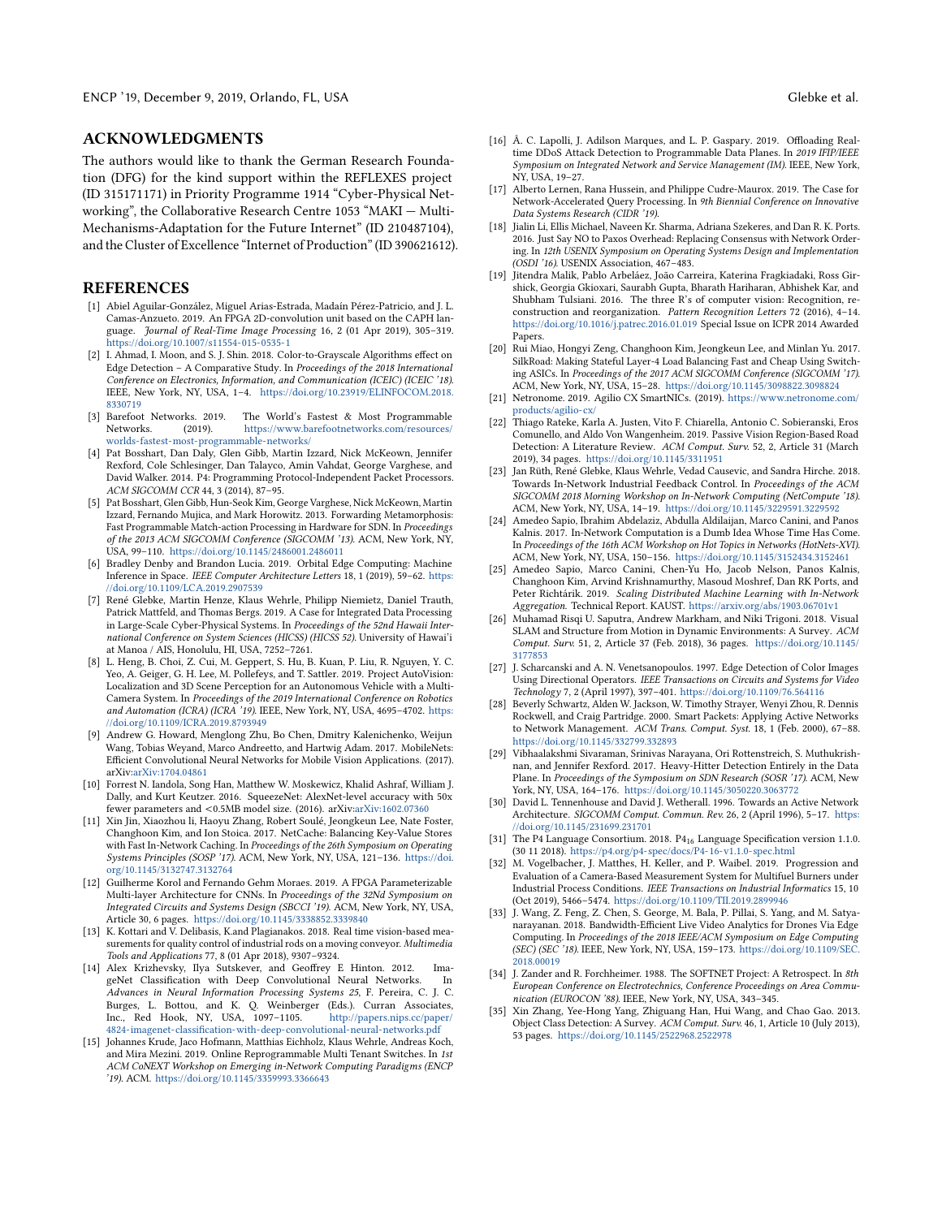## ACKNOWLEDGMENTS

The authors would like to thank the German Research Foundation (DFG) for the kind support within the REFLEXES project (ID 315171171) in Priority Programme 1914 "Cyber-Physical Networking", the Collaborative Research Centre 1053 "MAKI — Multi-Mechanisms-Adaptation for the Future Internet" (ID 210487104), and the Cluster of Excellence "Internet of Production" (ID 390621612).

## REFERENCES

[1] Abiel Aguilar-González, Miguel Arias-Estrada, Madaín Pérez-Patricio, and J. L. Camas-Anzueto. 2019. An FPGA 2D-convolution unit based on the CAPH language. *Journal of Real-Time Image Processing* 16, 2 (01 Apr 2019), 305–319. https://doi.org/10.1007/s11554-015-0535-1

[2] I. Ahmad, I. Moon, and S. J. Shin. 2018. Color-to-Grayscale Algorithms effect on Edge Detection – A Comparative Study. In *Proceedings of the 2018 International Conference on Electronics, Information, and Communication (ICEIC) (ICEIC '18)*. IEEE, New York, NY, USA, 1–4. https://doi.org/10.23919/ELINFOCOM.2018.8330719

[3] Barefoot Networks. 2019. The World's Fastest & Most Programmable Networks. (2019). https://www.barefootnetworks.com/resources/worlds-fastest-most-programmable-networks/

[4] Pat Bosshart, Dan Daly, Glen Gibb, Martin Izzard, Nick McKeown, Jennifer Rexford, Cole Schlesinger, Dan Talayco, Amin Vahdat, George Varghese, and David Walker. 2014. P4: Programming Protocol-Independent Packet Processors. *ACM SIGCOMM CCR* 44, 3 (2014), 87–95.

[5] Pat Bosshart, Glen Gibb, Hun-Seok Kim, George Varghese, Nick McKeown, Martin Izzard, Fernando Mujica, and Mark Horowitz. 2013. Forwarding Metamorphosis: Fast Programmable Match-action Processing in Hardware for SDN. In *Proceedings of the 2013 ACM SIGCOMM Conference (SIGCOMM '13)*. ACM, New York, NY, USA, 99–110. https://doi.org/10.1145/2486001.2486011

[6] Bradley Denby and Brandon Lucia. 2019. Orbital Edge Computing: Machine Inference in Space. *IEEE Computer Architecture Letters* 18, 1 (2019), 59–62. https://doi.org/10.1109/LCA.2019.2907539

[7] René Glebke, Martin Henze, Klaus Wehrle, Philipp Niemietz, Daniel Trauth, Patrick Mattfeld, and Thomas Bergs. 2019. A Case for Integrated Data Processing in Large-Scale Cyber-Physical Systems. In *Proceedings of the 52nd Hawaii International Conference on System Sciences (HICSS) (HICSS 52)*. University of Hawai'i at Manoa / AIS, Honolulu, HI, USA, 7252–7261.

[8] L. Heng, B. Choi, Z. Cui, M. Geppert, S. Hu, B. Kuan, P. Liu, R. Nguyen, Y. C. Yeo, A. Geiger, G. H. Lee, M. Pollefeys, and T. Sattler. 2019. Project AutoVision: Localization and 3D Scene Perception for an Autonomous Vehicle with a Multi-Camera System. In *Proceedings of the 2019 International Conference on Robotics and Automation (ICRA) (ICRA '19)*. IEEE, New York, NY, USA, 4695–4702. https://doi.org/10.1109/ICRA.2019.8793949

[9] Andrew G. Howard, Menglong Zhu, Bo Chen, Dmitry Kalenichenko, Weijun Wang, Tobias Weyand, Marco Andreetto, and Hartwig Adam. 2017. MobileNets: Efficient Convolutional Neural Networks for Mobile Vision Applications. (2017). arXiv:arXiv:1704.04861

[10] Forrest N. Iandola, Song Han, Matthew W. Moskewicz, Khalid Ashraf, William J. Dally, and Kurt Keutzer. 2016. SqueezeNet: AlexNet-level accuracy with 50x fewer parameters and <0.5MB model size. (2016). arXiv:arXiv:1602.07360

[11] Xin Jin, Xiaozhou li, Haoyu Zhang, Robert Soulé, Jeongkeun Lee, Nate Foster, Changhoon Kim, and Ion Stoica. 2017. NetCache: Balancing Key-Value Stores with Fast In-Network Caching. In *Proceedings of the 26th Symposium on Operating Systems Principles (SOSP '17)*. ACM, New York, NY, USA, 121–136. https://doi.org/10.1145/3132747.3132764

[12] Guilherme Korol and Fernando Gehm Moraes. 2019. A FPGA Parameterizable Multi-layer Architecture for CNNs. In *Proceedings of the 32Nd Symposium on Integrated Circuits and Systems Design (SBCCI '19)*. ACM, New York, NY, USA, Article 30, 6 pages. https://doi.org/10.1145/3338852.3339840

[13] K. Kottari and V. Delibasis, K.and Plagianakos. 2018. Real time vision-based measurements for quality control of industrial rods on a moving conveyor. *Multimedia Tools and Applications* 77, 8 (01 Apr 2018), 9307–9324.

[14] Alex Krizhevsky, Ilya Sutskever, and Geoffrey E Hinton. 2012. ImageNet Classification with Deep Convolutional Neural Networks. In *Advances in Neural Information Processing Systems 25*, F. Pereira, C. J. C. Burges, L. Bottou, and K. Q. Weinberger (Eds.). Curran Associates, Inc., Red Hook, NY, USA, 1097–1105. http://papers.nips.cc/paper/4824-imagenet-classification-with-deep-convolutional-neural-networks.pdf

[15] Johannes Krude, Jaco Hofmann, Matthias Eichholz, Klaus Wehrle, Andreas Koch, and Mira Mezini. 2019. Online Reprogrammable Multi Tenant Switches. In *1st ACM CoNEXT Workshop on Emerging in-Network Computing Paradigms (ENCP '19)*. ACM. https://doi.org/10.1145/3359993.3366643

[16] Â. C. Lapolli, J. Adilson Marques, and L. P. Gaspary. 2019. Offloading Real-time DDoS Attack Detection to Programmable Data Planes. In *2019 IFIP/IEEE Symposium on Integrated Network and Service Management (IM)*. IEEE, New York, NY, USA, 19–27.

[17] Alberto Lernen, Rana Hussein, and Philippe Cudre-Maurox. 2019. The Case for Network-Accelerated Query Processing. In *9th Biennial Conference on Innovative Data Systems Research (CIDR '19)*.

[18] Jialin Li, Ellis Michael, Naveen Kr. Sharma, Adriana Szekeres, and Dan R. K. Ports. 2016. Just Say NO to Paxos Overhead: Replacing Consensus with Network Ordering. In *12th USENIX Symposium on Operating Systems Design and Implementation (OSDI '16)*. USENIX Association, 467–483.

[19] Jitendra Malik, Pablo Arbeláez, João Carreira, Katerina Fragkiadaki, Ross Girshick, Georgia Gkioxari, Saurabh Gupta, Bharath Hariharan, Abhishek Kar, and Shubham Tulsiani. 2016. The three R's of computer vision: Recognition, reconstruction and reorganization. *Pattern Recognition Letters* 72 (2016), 4–14. https://doi.org/10.1016/j.patrec.2016.01.019 Special Issue on ICPR 2014 Awarded Papers.

[20] Rui Miao, Hongyi Zeng, Changhoon Kim, Jeongkeun Lee, and Minlan Yu. 2017. SilkRoad: Making Stateful Layer-4 Load Balancing Fast and Cheap Using Switching ASICs. In *Proceedings of the 2017 ACM SIGCOMM Conference (SIGCOMM '17)*. ACM, New York, NY, USA, 15–28. https://doi.org/10.1145/3098822.3098824

[21] Netronome. 2019. Agilio CX SmartNICs. (2019). https://www.netronome.com/products/agilio-cx/

[22] Thiago Rateke, Karla A. Justen, Vito F. Chiarella, Antonio C. Sobieranski, Eros Comunello, and Aldo Von Wangenheim. 2019. Passive Vision Region-Based Road Detection: A Literature Review. *ACM Comput. Surv.* 52, 2, Article 31 (March 2019), 34 pages. https://doi.org/10.1145/3311951

[23] Jan Rüth, René Glebke, Klaus Wehrle, Vedad Causevic, and Sandra Hirche. 2018. Towards In-Network Industrial Feedback Control. In *Proceedings of the ACM SIGCOMM 2018 Morning Workshop on In-Network Computing (NetCompute '18)*. ACM, New York, NY, USA, 14–19. https://doi.org/10.1145/3229591.3229592

[24] Amedeo Sapio, Ibrahim Abdelaziz, Abdulla Aldilaijan, Marco Canini, and Panos Kalnis. 2017. In-Network Computation is a Dumb Idea Whose Time Has Come. In *Proceedings of the 16th ACM Workshop on Hot Topics in Networks (HotNets-XVI)*. ACM, New York, NY, USA, 150–156. https://doi.org/10.1145/3152434.3152461

[25] Amedeo Sapio, Marco Canini, Chen-Yu Ho, Jacob Nelson, Panos Kalnis, Changhoon Kim, Arvind Krishnamurthy, Masoud Moshref, Dan RK Ports, and Peter Richtárik. 2019. *Scaling Distributed Machine Learning with In-Network Aggregation.* Technical Report. KAUST. https://arxiv.org/abs/1903.06701v1

[26] Muhamad Risqi U. Saputra, Andrew Markham, and Niki Trigoni. 2018. Visual SLAM and Structure from Motion in Dynamic Environments: A Survey. *ACM Comput. Surv.* 51, 2, Article 37 (Feb. 2018), 36 pages. https://doi.org/10.1145/3177853

[27] J. Scharcanski and A. N. Venetsanopoulos. 1997. Edge Detection of Color Images Using Directional Operators. *IEEE Transactions on Circuits and Systems for Video Technology* 7, 2 (April 1997), 397–401. https://doi.org/10.1109/76.564116

[28] Beverly Schwartz, Alden W. Jackson, W. Timothy Strayer, Wenyi Zhou, R. Dennis Rockwell, and Craig Partridge. 2000. Smart Packets: Applying Active Networks to Network Management. *ACM Trans. Comput. Syst.* 18, 1 (Feb. 2000), 67–88. https://doi.org/10.1145/332799.332893

[29] Vibhaalakshmi Sivaraman, Srinivas Narayana, Ori Rottenstreich, S. Muthukrishnan, and Jennifer Rexford. 2017. Heavy-Hitter Detection Entirely in the Data Plane. In *Proceedings of the Symposium on SDN Research (SOSR '17)*. ACM, New York, NY, USA, 164–176. https://doi.org/10.1145/3050220.3063772

[30] David L. Tennenhouse and David J. Wetherall. 1996. Towards an Active Network Architecture. *SIGCOMM Comput. Commun. Rev.* 26, 2 (April 1996), 5–17. https://doi.org/10.1145/231699.231701

[31] The P4 Language Consortium. 2018. $P4_{16}$ Language Specification version 1.1.0. (30 11 2018). https://p4.org/p4-spec/docs/P4-16-v1.1.0-spec.html

[32] M. Vogelbacher, J. Matthes, H. Keller, and P. Waibel. 2019. Progression and Evaluation of a Camera-Based Measurement System for Multifuel Burners under Industrial Process Conditions. *IEEE Transactions on Industrial Informatics* 15, 10 (Oct 2019), 5466–5474. https://doi.org/10.1109/TII.2019.2899946

[33] J. Wang, Z. Feng, Z. Chen, S. George, M. Bala, P. Pillai, S. Yang, and M. Satyanarayanan. 2018. Bandwidth-Efficient Live Video Analytics for Drones Via Edge Computing. In *Proceedings of the 2018 IEEE/ACM Symposium on Edge Computing (SEC) (SEC '18)*. IEEE, New York, NY, USA, 159–173. https://doi.org/10.1109/SEC.2018.00019

[34] J. Zander and R. Forchheimer. 1988. The SOFTNET Project: A Retrospect. In *8th European Conference on Electrotechnics, Conference Proceedings on Area Communication (EUROCON '88)*. IEEE, New York, NY, USA, 343–345.

[35] Xin Zhang, Yee-Hong Yang, Zhiguang Han, Hui Wang, and Chao Gao. 2013. Object Class Detection: A Survey. *ACM Comput. Surv.* 46, 1, Article 10 (July 2013), 53 pages. https://doi.org/10.1145/2522968.2522978